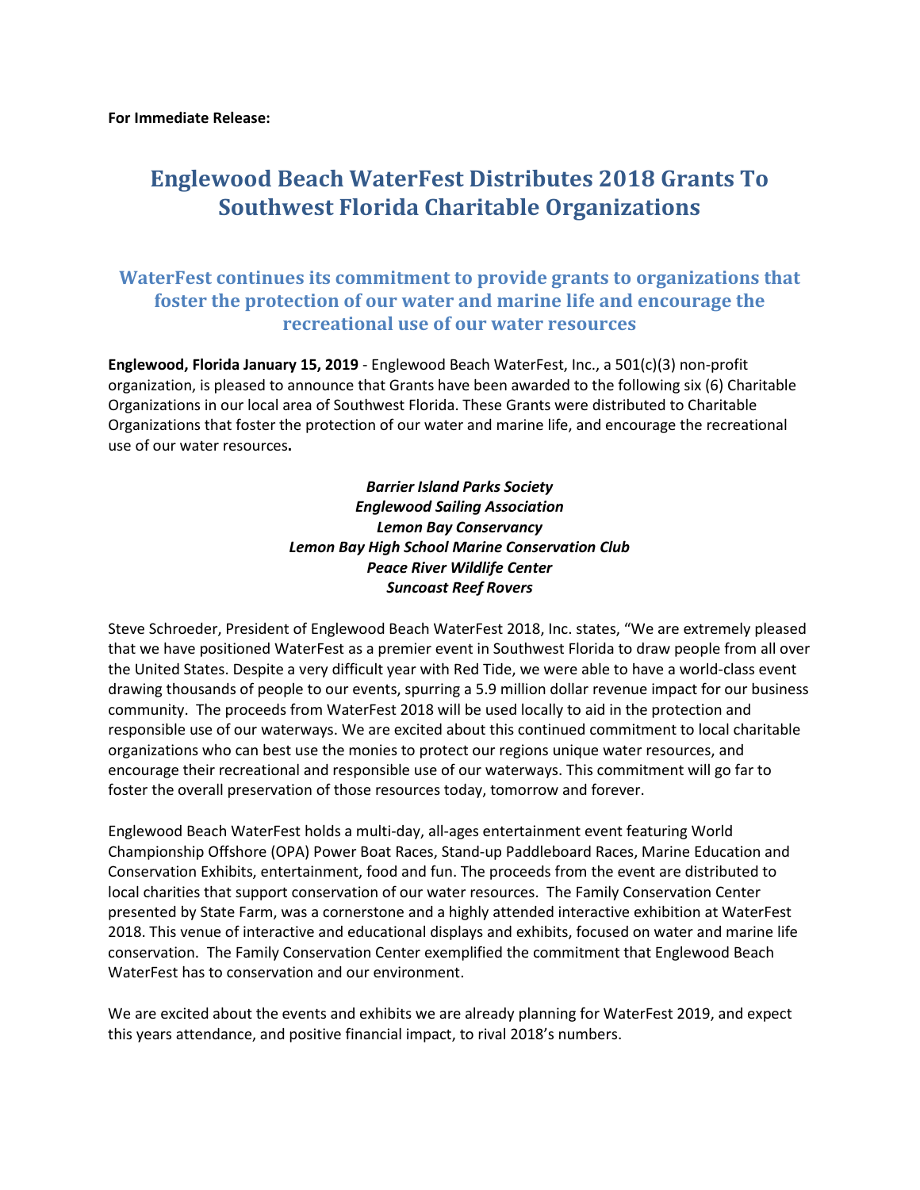**For Immediate Release:**

# Englewood Beach WaterFest Distributes 2018 Grants To Southwest Florida Charitable Organizations

## WaterFest continues its commitment to provide grants to organizations that foster the protection of our water and marine life and encourage the recreational use of our water resources

**Englewood, Florida January 15, 2019** - Englewood Beach WaterFest, Inc., a 501(c)(3) non-profit organization, is pleased to announce that Grants have been awarded to the following six (6) Charitable Organizations in our local area of Southwest Florida. These Grants were distributed to Charitable Organizations that foster the protection of our water and marine life, and encourage the recreational use of our water resources**.**

***Barrier Island Parks Society***
***Englewood Sailing Association***
***Lemon Bay Conservancy***
***Lemon Bay High School Marine Conservation Club***
***Peace River Wildlife Center***
***Suncoast Reef Rovers***

Steve Schroeder, President of Englewood Beach WaterFest 2018, Inc. states, "We are extremely pleased that we have positioned WaterFest as a premier event in Southwest Florida to draw people from all over the United States. Despite a very difficult year with Red Tide, we were able to have a world-class event drawing thousands of people to our events, spurring a 5.9 million dollar revenue impact for our business community. The proceeds from WaterFest 2018 will be used locally to aid in the protection and responsible use of our waterways. We are excited about this continued commitment to local charitable organizations who can best use the monies to protect our regions unique water resources, and encourage their recreational and responsible use of our waterways. This commitment will go far to foster the overall preservation of those resources today, tomorrow and forever.

Englewood Beach WaterFest holds a multi-day, all-ages entertainment event featuring World Championship Offshore (OPA) Power Boat Races, Stand-up Paddleboard Races, Marine Education and Conservation Exhibits, entertainment, food and fun. The proceeds from the event are distributed to local charities that support conservation of our water resources. The Family Conservation Center presented by State Farm, was a cornerstone and a highly attended interactive exhibition at WaterFest 2018. This venue of interactive and educational displays and exhibits, focused on water and marine life conservation. The Family Conservation Center exemplified the commitment that Englewood Beach WaterFest has to conservation and our environment.

We are excited about the events and exhibits we are already planning for WaterFest 2019, and expect this years attendance, and positive financial impact, to rival 2018's numbers.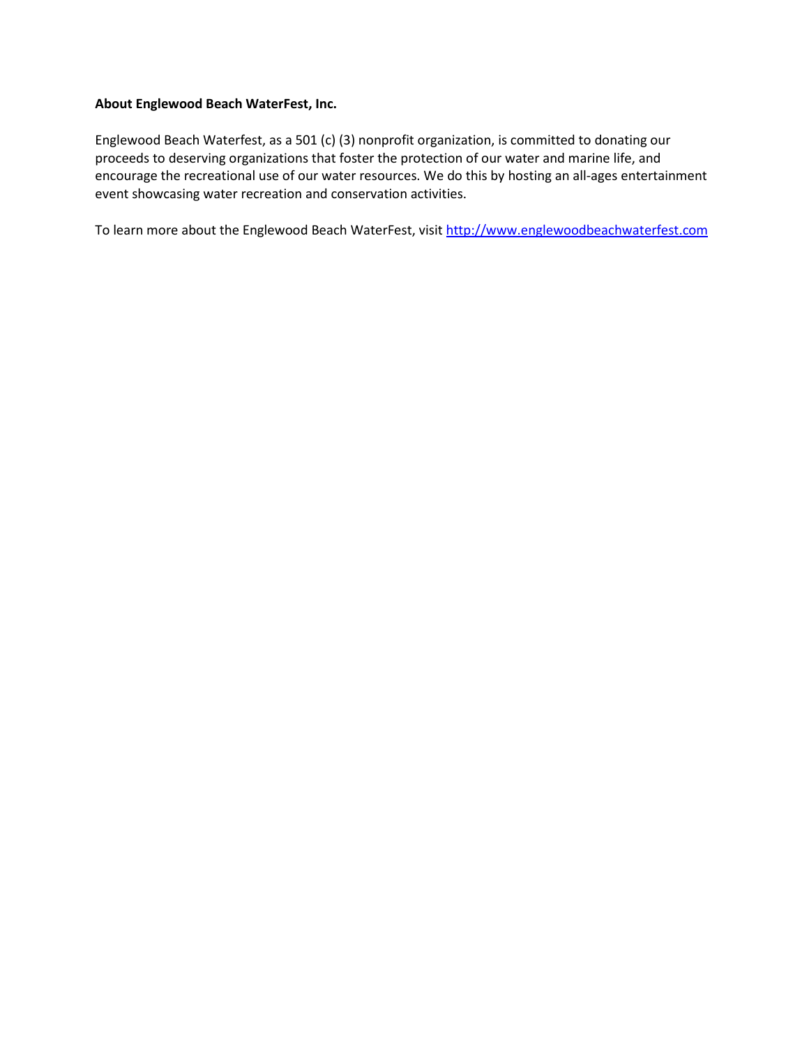**About Englewood Beach WaterFest, Inc.**

Englewood Beach Waterfest, as a 501 (c) (3) nonprofit organization, is committed to donating our proceeds to deserving organizations that foster the protection of our water and marine life, and encourage the recreational use of our water resources. We do this by hosting an all-ages entertainment event showcasing water recreation and conservation activities.

To learn more about the Englewood Beach WaterFest, visit [http://www.englewoodbeachwaterfest.com](http://www.englewoodbeachwaterfest.com)